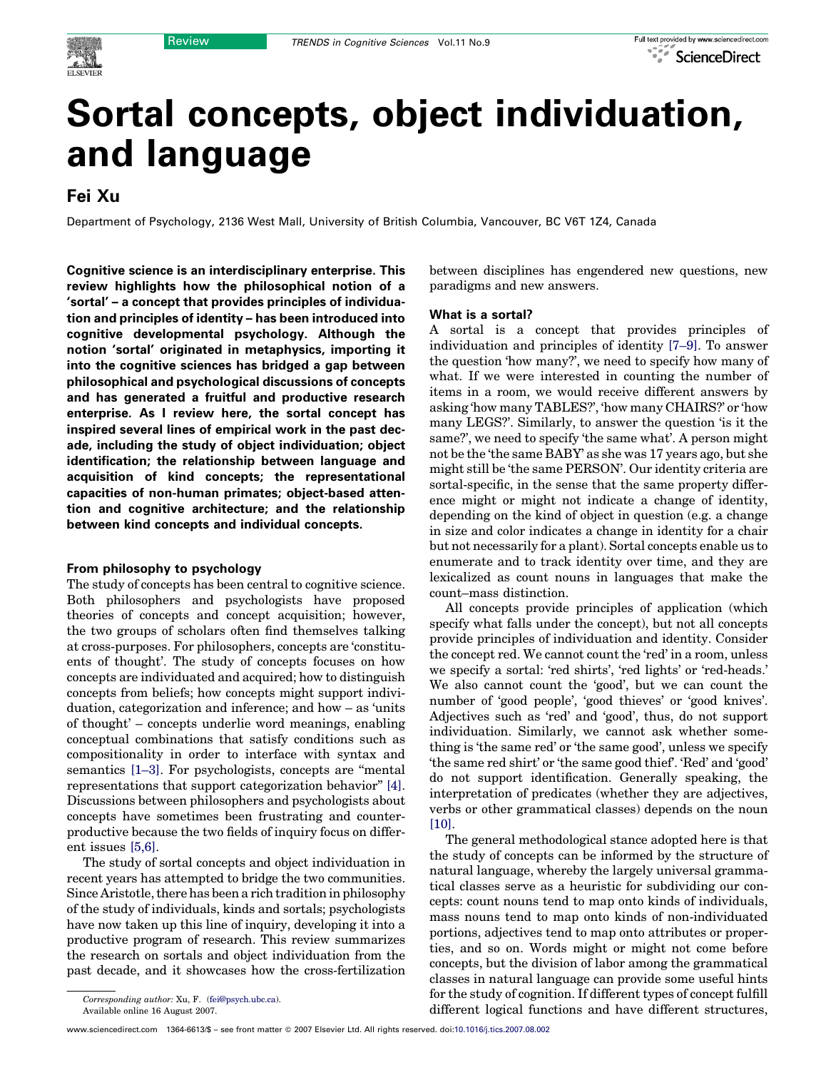# Sortal concepts, object individuation, and language

## Fei Xu

Department of Psychology, 2136 West Mall, University of British Columbia, Vancouver, BC V6T 1Z4, Canada

**Cognitive science is an interdisciplinary enterprise. This review highlights how the philosophical notion of a 'sortal' – a concept that provides principles of individuation and principles of identity – has been introduced into cognitive developmental psychology. Although the notion 'sortal' originated in metaphysics, importing it into the cognitive sciences has bridged a gap between philosophical and psychological discussions of concepts and has generated a fruitful and productive research enterprise. As I review here, the sortal concept has inspired several lines of empirical work in the past decade, including the study of object individuation; object identification; the relationship between language and acquisition of kind concepts; the representational capacities of non-human primates; object-based attention and cognitive architecture; and the relationship between kind concepts and individual concepts.**

### From philosophy to psychology

The study of concepts has been central to cognitive science. Both philosophers and psychologists have proposed theories of concepts and concept acquisition; however, the two groups of scholars often find themselves talking at cross-purposes. For philosophers, concepts are 'constituents of thought'. The study of concepts focuses on how concepts are individuated and acquired; how to distinguish concepts from beliefs; how concepts might support individuation, categorization and inference; and how – as 'units of thought' – concepts underlie word meanings, enabling conceptual combinations that satisfy conditions such as compositionality in order to interface with syntax and semantics [1–3]. For psychologists, concepts are "mental representations that support categorization behavior" [4]. Discussions between philosophers and psychologists about concepts have sometimes been frustrating and counter-productive because the two fields of inquiry focus on different issues [5,6].

The study of sortal concepts and object individuation in recent years has attempted to bridge the two communities. Since Aristotle, there has been a rich tradition in philosophy of the study of individuals, kinds and sortals; psychologists have now taken up this line of inquiry, developing it into a productive program of research. This review summarizes the research on sortals and object individuation from the past decade, and it showcases how the cross-fertilization between disciplines has engendered new questions, new paradigms and new answers.

### What is a sortal?

A sortal is a concept that provides principles of individuation and principles of identity [7–9]. To answer the question 'how many?', we need to specify how many of what. If we were interested in counting the number of items in a room, we would receive different answers by asking 'how many TABLES?', 'how many CHAIRS?' or 'how many LEGS?'. Similarly, to answer the question 'is it the same?', we need to specify 'the same what'. A person might not be the 'the same BABY' as she was 17 years ago, but she might still be 'the same PERSON'. Our identity criteria are sortal-specific, in the sense that the same property difference might or might not indicate a change of identity, depending on the kind of object in question (e.g. a change in size and color indicates a change in identity for a chair but not necessarily for a plant). Sortal concepts enable us to enumerate and to track identity over time, and they are lexicalized as count nouns in languages that make the count–mass distinction.

All concepts provide principles of application (which specify what falls under the concept), but not all concepts provide principles of individuation and identity. Consider the concept red. We cannot count the 'red' in a room, unless we specify a sortal: 'red shirts', 'red lights' or 'red-heads.' We also cannot count the 'good', but we can count the number of 'good people', 'good thieves' or 'good knives'. Adjectives such as 'red' and 'good', thus, do not support individuation. Similarly, we cannot ask whether something is 'the same red' or 'the same good', unless we specify 'the same red shirt' or 'the same good thief'. 'Red' and 'good' do not support identification. Generally speaking, the interpretation of predicates (whether they are adjectives, verbs or other grammatical classes) depends on the noun [10].

The general methodological stance adopted here is that the study of concepts can be informed by the structure of natural language, whereby the largely universal grammatical classes serve as a heuristic for subdividing our concepts: count nouns tend to map onto kinds of individuals, mass nouns tend to map onto kinds of non-individuated portions, adjectives tend to map onto attributes or properties, and so on. Words might or might not come before concepts, but the division of labor among the grammatical classes in natural language can provide some useful hints for the study of cognition. If different types of concept fulfill different logical functions and have different structures,

Corresponding author: Xu, F. (fei@psych.ubc.ca).
Available online 16 August 2007.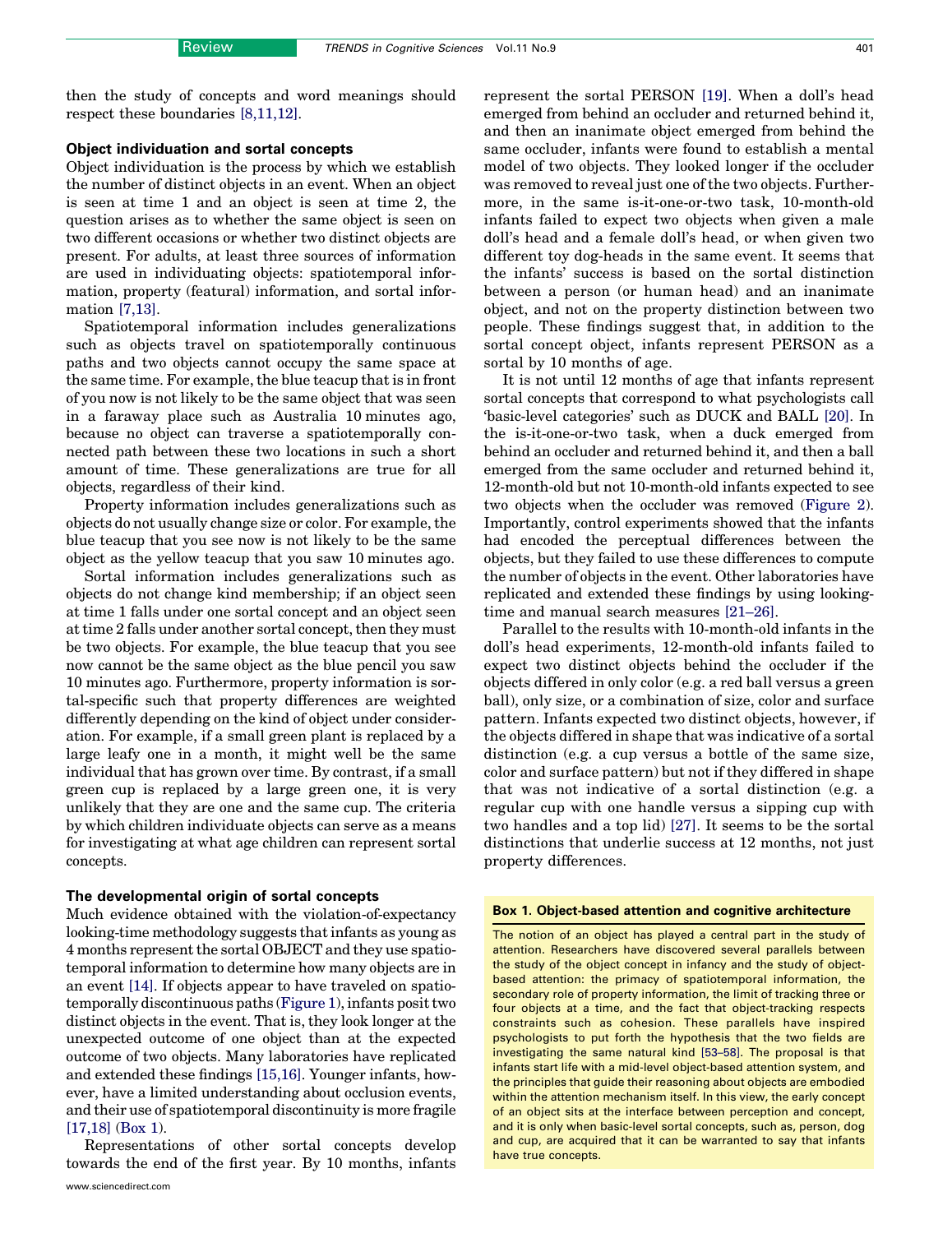then the study of concepts and word meanings should respect these boundaries [8,11,12].

## Object individuation and sortal concepts

Object individuation is the process by which we establish the number of distinct objects in an event. When an object is seen at time 1 and an object is seen at time 2, the question arises as to whether the same object is seen on two different occasions or whether two distinct objects are present. For adults, at least three sources of information are used in individuating objects: spatiotemporal information, property (featural) information, and sortal information [7,13].

Spatiotemporal information includes generalizations such as objects travel on spatiotemporally continuous paths and two objects cannot occupy the same space at the same time. For example, the blue teacup that is in front of you now is not likely to be the same object that was seen in a faraway place such as Australia 10 minutes ago, because no object can traverse a spatiotemporally connected path between these two locations in such a short amount of time. These generalizations are true for all objects, regardless of their kind.

Property information includes generalizations such as objects do not usually change size or color. For example, the blue teacup that you see now is not likely to be the same object as the yellow teacup that you saw 10 minutes ago.

Sortal information includes generalizations such as objects do not change kind membership; if an object seen at time 1 falls under one sortal concept and an object seen at time 2 falls under another sortal concept, then they must be two objects. For example, the blue teacup that you see now cannot be the same object as the blue pencil you saw 10 minutes ago. Furthermore, property information is sortal-specific such that property differences are weighted differently depending on the kind of object under consideration. For example, if a small green plant is replaced by a large leafy one in a month, it might well be the same individual that has grown over time. By contrast, if a small green cup is replaced by a large green one, it is very unlikely that they are one and the same cup. The criteria by which children individuate objects can serve as a means for investigating at what age children can represent sortal concepts.

## The developmental origin of sortal concepts

Much evidence obtained with the violation-of-expectancy looking-time methodology suggests that infants as young as 4 months represent the sortal OBJECT and they use spatiotemporal information to determine how many objects are in an event [14]. If objects appear to have traveled on spatiotemporally discontinuous paths (Figure 1), infants posit two distinct objects in the event. That is, they look longer at the unexpected outcome of one object than at the expected outcome of two objects. Many laboratories have replicated and extended these findings [15,16]. Younger infants, however, have a limited understanding about occlusion events, and their use of spatiotemporal discontinuity is more fragile [17,18] (Box 1).

Representations of other sortal concepts develop towards the end of the first year. By 10 months, infants represent the sortal PERSON [19]. When a doll's head emerged from behind an occluder and returned behind it, and then an inanimate object emerged from behind the same occluder, infants were found to establish a mental model of two objects. They looked longer if the occluder was removed to reveal just one of the two objects. Furthermore, in the same is-it-one-or-two task, 10-month-old infants failed to expect two objects when given a male doll's head and a female doll's head, or when given two different toy dog-heads in the same event. It seems that the infants' success is based on the sortal distinction between a person (or human head) and an inanimate object, and not on the property distinction between two people. These findings suggest that, in addition to the sortal concept object, infants represent PERSON as a sortal by 10 months of age.

It is not until 12 months of age that infants represent sortal concepts that correspond to what psychologists call 'basic-level categories' such as DUCK and BALL [20]. In the is-it-one-or-two task, when a duck emerged from behind an occluder and returned behind it, and then a ball emerged from the same occluder and returned behind it, 12-month-old but not 10-month-old infants expected to see two objects when the occluder was removed (Figure 2). Importantly, control experiments showed that the infants had encoded the perceptual differences between the objects, but they failed to use these differences to compute the number of objects in the event. Other laboratories have replicated and extended these findings by using looking-time and manual search measures [21–26].

Parallel to the results with 10-month-old infants in the doll's head experiments, 12-month-old infants failed to expect two distinct objects behind the occluder if the objects differed in only color (e.g. a red ball versus a green ball), only size, or a combination of size, color and surface pattern. Infants expected two distinct objects, however, if the objects differed in shape that was indicative of a sortal distinction (e.g. a cup versus a bottle of the same size, color and surface pattern) but not if they differed in shape that was not indicative of a sortal distinction (e.g. a regular cup with one handle versus a sipping cup with two handles and a top lid) [27]. It seems to be the sortal distinctions that underlie success at 12 months, not just property differences.

**Box 1. Object-based attention and cognitive architecture**

The notion of an object has played a central part in the study of attention. Researchers have discovered several parallels between the study of the object concept in infancy and the study of object-based attention: the primacy of spatiotemporal information, the secondary role of property information, the limit of tracking three or four objects at a time, and the fact that object-tracking respects constraints such as cohesion. These parallels have inspired psychologists to put forth the hypothesis that the two fields are investigating the same natural kind [53–58]. The proposal is that infants start life with a mid-level object-based attention system, and the principles that guide their reasoning about objects are embodied within the attention mechanism itself. In this view, the early concept of an object sits at the interface between perception and concept, and it is only when basic-level sortal concepts, such as, person, dog and cup, are acquired that it can be warranted to say that infants have true concepts.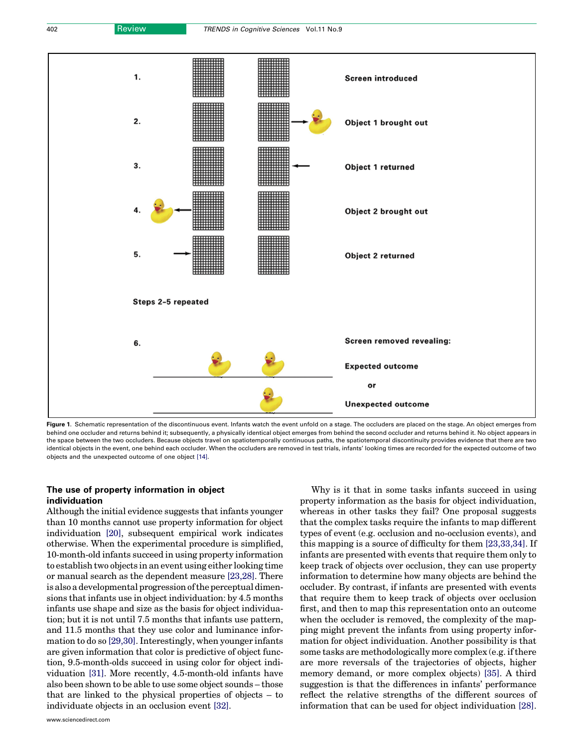1. Screen introduced

2. Object 1 brought out

3. Object 1 returned

4. Object 2 brought out

5. Object 2 returned

Steps 2–5 repeated

6. Screen removed revealing:

Expected outcome

or

Unexpected outcome

**Figure 1.** Schematic representation of the discontinuous event. Infants watch the event unfold on a stage. The occluders are placed on the stage. An object emerges from behind one occluder and returns behind it; subsequently, a physically identical object emerges from behind the second occluder and returns behind it. No object appears in the space between the two occluders. Because objects travel on spatiotemporally continuous paths, the spatiotemporal discontinuity provides evidence that there are two identical objects in the event, one behind each occluder. When the occluders are removed in test trials, infants' looking times are recorded for the expected outcome of two objects and the unexpected outcome of one object [14].

## The use of property information in object individuation

Although the initial evidence suggests that infants younger than 10 months cannot use property information for object individuation [20], subsequent empirical work indicates otherwise. When the experimental procedure is simplified, 10-month-old infants succeed in using property information to establish two objects in an event using either looking time or manual search as the dependent measure [23,28]. There is also a developmental progression of the perceptual dimensions that infants use in object individuation: by 4.5 months infants use shape and size as the basis for object individuation; but it is not until 7.5 months that they use pattern, and 11.5 months that they use color and luminance information to do so [29,30]. Interestingly, when younger infants are given information that color is predictive of object function, 9.5-month-olds succeed in using color for object individuation [31]. More recently, 4.5-month-old infants have also been shown to be able to use some object sounds – those that are linked to the physical properties of objects – to individuate objects in an occlusion event [32].

Why is it that in some tasks infants succeed in using property information as the basis for object individuation, whereas in other tasks they fail? One proposal suggests that the complex tasks require the infants to map different types of event (e.g. occlusion and no-occlusion events), and this mapping is a source of difficulty for them [23,33,34]. If infants are presented with events that require them only to keep track of objects over occlusion, they can use property information to determine how many objects are behind the occluder. By contrast, if infants are presented with events that require them to keep track of objects over occlusion first, and then to map this representation onto an outcome when the occluder is removed, the complexity of the mapping might prevent the infants from using property information for object individuation. Another possibility is that some tasks are methodologically more complex (e.g. if there are more reversals of the trajectories of objects, higher memory demand, or more complex objects) [35]. A third suggestion is that the differences in infants' performance reflect the relative strengths of the different sources of information that can be used for object individuation [28].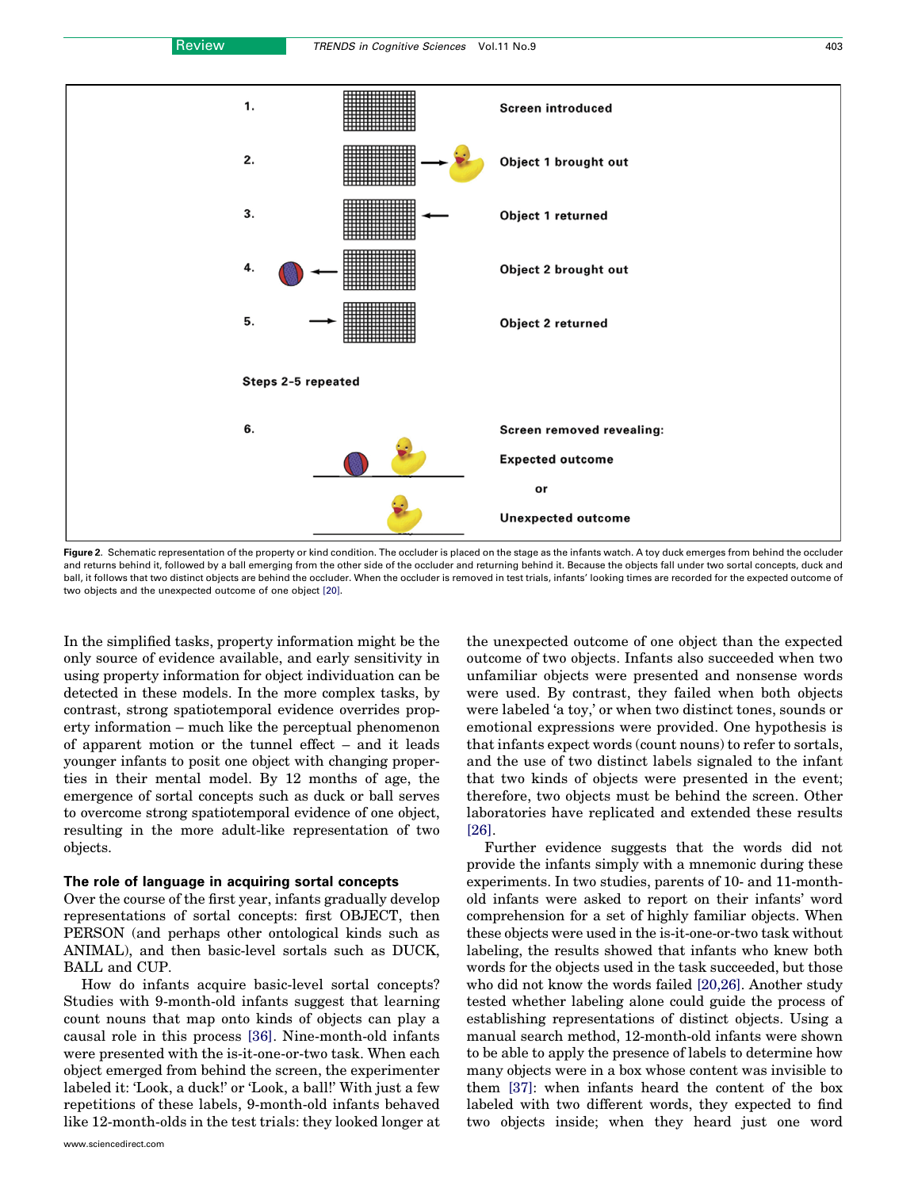1. Screen introduced
2. Object 1 brought out
3. Object 1 returned
4. Object 2 brought out
5. Object 2 returned

Steps 2-5 repeated

6. Screen removed revealing:

Expected outcome

or

Unexpected outcome

**Figure 2.** Schematic representation of the property or kind condition. The occluder is placed on the stage as the infants watch. A toy duck emerges from behind the occluder and returns behind it, followed by a ball emerging from the other side of the occluder and returning behind it. Because the objects fall under two sortal concepts, duck and ball, it follows that two distinct objects are behind the occluder. When the occluder is removed in test trials, infants' looking times are recorded for the expected outcome of two objects and the unexpected outcome of one object [20].

In the simplified tasks, property information might be the only source of evidence available, and early sensitivity in using property information for object individuation can be detected in these models. In the more complex tasks, by contrast, strong spatiotemporal evidence overrides property information – much like the perceptual phenomenon of apparent motion or the tunnel effect – and it leads younger infants to posit one object with changing properties in their mental model. By 12 months of age, the emergence of sortal concepts such as duck or ball serves to overcome strong spatiotemporal evidence of one object, resulting in the more adult-like representation of two objects.

### The role of language in acquiring sortal concepts

Over the course of the first year, infants gradually develop representations of sortal concepts: first OBJECT, then PERSON (and perhaps other ontological kinds such as ANIMAL), and then basic-level sortals such as DUCK, BALL and CUP.

How do infants acquire basic-level sortal concepts? Studies with 9-month-old infants suggest that learning count nouns that map onto kinds of objects can play a causal role in this process [36]. Nine-month-old infants were presented with the is-it-one-or-two task. When each object emerged from behind the screen, the experimenter labeled it: 'Look, a duck!' or 'Look, a ball!' With just a few repetitions of these labels, 9-month-old infants behaved like 12-month-olds in the test trials: they looked longer at the unexpected outcome of one object than the expected outcome of two objects. Infants also succeeded when two unfamiliar objects were presented and nonsense words were used. By contrast, they failed when both objects were labeled 'a toy,' or when two distinct tones, sounds or emotional expressions were provided. One hypothesis is that infants expect words (count nouns) to refer to sortals, and the use of two distinct labels signaled to the infant that two kinds of objects were presented in the event; therefore, two objects must be behind the screen. Other laboratories have replicated and extended these results [26].

Further evidence suggests that the words did not provide the infants simply with a mnemonic during these experiments. In two studies, parents of 10- and 11-month-old infants were asked to report on their infants' word comprehension for a set of highly familiar objects. When these objects were used in the is-it-one-or-two task without labeling, the results showed that infants who knew both words for the objects used in the task succeeded, but those who did not know the words failed [20,26]. Another study tested whether labeling alone could guide the process of establishing representations of distinct objects. Using a manual search method, 12-month-old infants were shown to be able to apply the presence of labels to determine how many objects were in a box whose content was invisible to them [37]: when infants heard the content of the box labeled with two different words, they expected to find two objects inside; when they heard just one word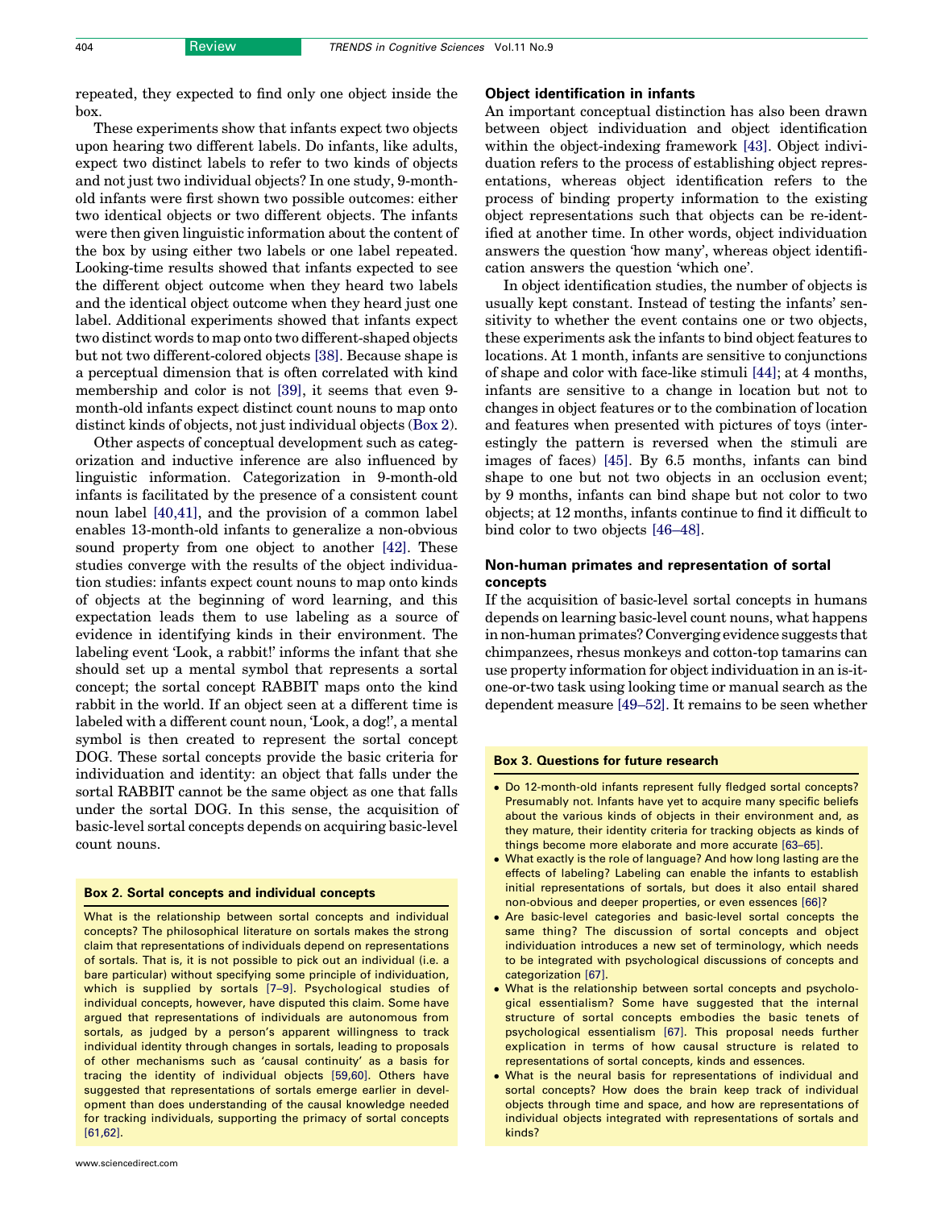repeated, they expected to find only one object inside the box.

These experiments show that infants expect two objects upon hearing two different labels. Do infants, like adults, expect two distinct labels to refer to two kinds of objects and not just two individual objects? In one study, 9-month-old infants were first shown two possible outcomes: either two identical objects or two different objects. The infants were then given linguistic information about the content of the box by using either two labels or one label repeated. Looking-time results showed that infants expected to see the different object outcome when they heard two labels and the identical object outcome when they heard just one label. Additional experiments showed that infants expect two distinct words to map onto two different-shaped objects but not two different-colored objects [38]. Because shape is a perceptual dimension that is often correlated with kind membership and color is not [39], it seems that even 9-month-old infants expect distinct count nouns to map onto distinct kinds of objects, not just individual objects (Box 2).

Other aspects of conceptual development such as categorization and inductive inference are also influenced by linguistic information. Categorization in 9-month-old infants is facilitated by the presence of a consistent count noun label [40,41], and the provision of a common label enables 13-month-old infants to generalize a non-obvious sound property from one object to another [42]. These studies converge with the results of the object individuation studies: infants expect count nouns to map onto kinds of objects at the beginning of word learning, and this expectation leads them to use labeling as a source of evidence in identifying kinds in their environment. The labeling event 'Look, a rabbit!' informs the infant that she should set up a mental symbol that represents a sortal concept; the sortal concept RABBIT maps onto the kind rabbit in the world. If an object seen at a different time is labeled with a different count noun, 'Look, a dog!', a mental symbol is then created to represent the sortal concept DOG. These sortal concepts provide the basic criteria for individuation and identity: an object that falls under the sortal RABBIT cannot be the same object as one that falls under the sortal DOG. In this sense, the acquisition of basic-level sortal concepts depends on acquiring basic-level count nouns.

> **Box 2. Sortal concepts and individual concepts**
>
> What is the relationship between sortal concepts and individual concepts? The philosophical literature on sortals makes the strong claim that representations of individuals depend on representations of sortals. That is, it is not possible to pick out an individual (i.e. a bare particular) without specifying some principle of individuation, which is supplied by sortals [7–9]. Psychological studies of individual concepts, however, have disputed this claim. Some have argued that representations of individuals are autonomous from sortals, as judged by a person's apparent willingness to track individual identity through changes in sortals, leading to proposals of other mechanisms such as 'causal continuity' as a basis for tracing the identity of individual objects [59,60]. Others have suggested that representations of sortals emerge earlier in development than does understanding of the causal knowledge needed for tracking individuals, supporting the primacy of sortal concepts [61,62].

## Object identification in infants

An important conceptual distinction has also been drawn between object individuation and object identification within the object-indexing framework [43]. Object individuation refers to the process of establishing object representations, whereas object identification refers to the process of binding property information to the existing object representations such that objects can be re-identified at another time. In other words, object individuation answers the question 'how many', whereas object identification answers the question 'which one'.

In object identification studies, the number of objects is usually kept constant. Instead of testing the infants' sensitivity to whether the event contains one or two objects, these experiments ask the infants to bind object features to locations. At 1 month, infants are sensitive to conjunctions of shape and color with face-like stimuli [44]; at 4 months, infants are sensitive to a change in location but not to changes in object features or to the combination of location and features when presented with pictures of toys (interestingly the pattern is reversed when the stimuli are images of faces) [45]. By 6.5 months, infants can bind shape to one but not two objects in an occlusion event; by 9 months, infants can bind shape but not color to two objects; at 12 months, infants continue to find it difficult to bind color to two objects [46–48].

## Non-human primates and representation of sortal concepts

If the acquisition of basic-level sortal concepts in humans depends on learning basic-level count nouns, what happens in non-human primates? Converging evidence suggests that chimpanzees, rhesus monkeys and cotton-top tamarins can use property information for object individuation in an is-it-one-or-two task using looking time or manual search as the dependent measure [49–52]. It remains to be seen whether

> **Box 3. Questions for future research**
>
> - Do 12-month-old infants represent fully fledged sortal concepts? Presumably not. Infants have yet to acquire many specific beliefs about the various kinds of objects in their environment and, as they mature, their identity criteria for tracking objects as kinds of things become more elaborate and more accurate [63–65].
> - What exactly is the role of language? And how long lasting are the effects of labeling? Labeling can enable the infants to establish initial representations of sortals, but does it also entail shared non-obvious and deeper properties, or even essences [66]?
> - Are basic-level categories and basic-level sortal concepts the same thing? The discussion of sortal concepts and object individuation introduces a new set of terminology, which needs to be integrated with psychological discussions of concepts and categorization [67].
> - What is the relationship between sortal concepts and psychological essentialism? Some have suggested that the internal structure of sortal concepts embodies the basic tenets of psychological essentialism [67]. This proposal needs further explication in terms of how causal structure is related to representations of sortal concepts, kinds and essences.
> - What is the neural basis for representations of individual and sortal concepts? How does the brain keep track of individual objects through time and space, and how are representations of individual objects integrated with representations of sortals and kinds?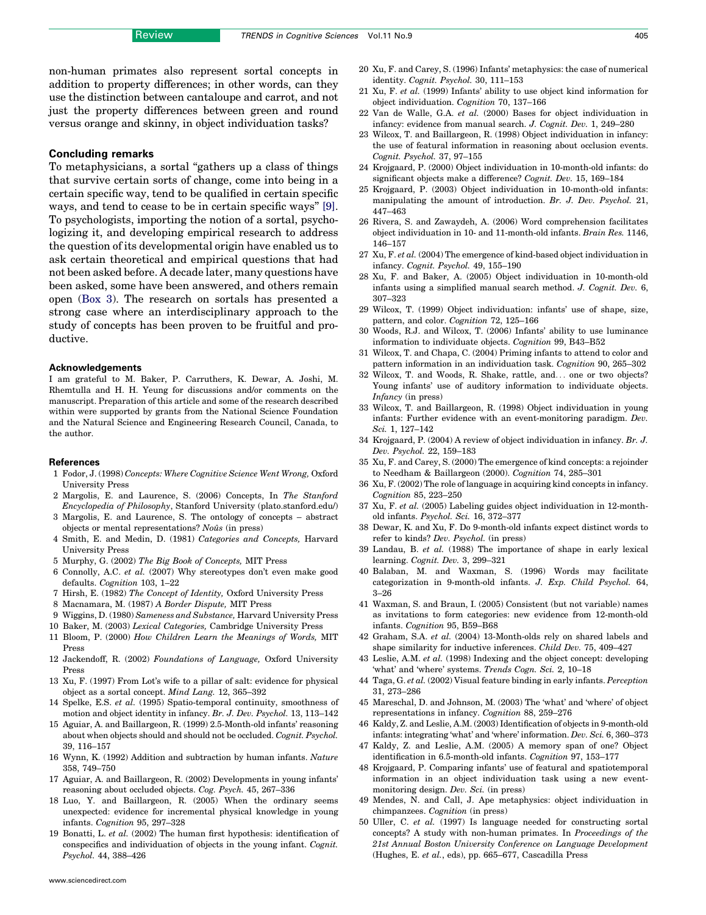non-human primates also represent sortal concepts in addition to property differences; in other words, can they use the distinction between cantaloupe and carrot, and not just the property differences between green and round versus orange and skinny, in object individuation tasks?

## Concluding remarks

To metaphysicians, a sortal "gathers up a class of things that survive certain sorts of change, come into being in a certain specific way, tend to be qualified in certain specific ways, and tend to cease to be in certain specific ways" [9]. To psychologists, importing the notion of a sortal, psychologizing it, and developing empirical research to address the question of its developmental origin have enabled us to ask certain theoretical and empirical questions that had not been asked before. A decade later, many questions have been asked, some have been answered, and others remain open (Box 3). The research on sortals has presented a strong case where an interdisciplinary approach to the study of concepts has been proven to be fruitful and productive.

### Acknowledgements

I am grateful to M. Baker, P. Carruthers, K. Dewar, A. Joshi, M. Rhemtulla and H. H. Yeung for discussions and/or comments on the manuscript. Preparation of this article and some of the research described within were supported by grants from the National Science Foundation and the Natural Science and Engineering Research Council, Canada, to the author.

### References

1 Fodor, J. (1998) *Concepts: Where Cognitive Science Went Wrong,* Oxford University Press
2 Margolis, E. and Laurence, S. (2006) Concepts, In *The Stanford Encyclopedia of Philosophy*, Stanford University (plato.stanford.edu/)
3 Margolis, E. and Laurence, S. The ontology of concepts – abstract objects or mental representations? *Noûs* (in press)
4 Smith, E. and Medin, D. (1981) *Categories and Concepts,* Harvard University Press
5 Murphy, G. (2002) *The Big Book of Concepts,* MIT Press
6 Connolly, A.C. *et al.* (2007) Why stereotypes don't even make good defaults. *Cognition* 103, 1–22
7 Hirsh, E. (1982) *The Concept of Identity,* Oxford University Press
8 Macnamara, M. (1987) *A Border Dispute,* MIT Press
9 Wiggins, D. (1980) *Sameness and Substance,* Harvard University Press
10 Baker, M. (2003) *Lexical Categories,* Cambridge University Press
11 Bloom, P. (2000) *How Children Learn the Meanings of Words,* MIT Press
12 Jackendoff, R. (2002) *Foundations of Language,* Oxford University Press
13 Xu, F. (1997) From Lot's wife to a pillar of salt: evidence for physical object as a sortal concept. *Mind Lang.* 12, 365–392
14 Spelke, E.S. *et al.* (1995) Spatio-temporal continuity, smoothness of motion and object identity in infancy. *Br. J. Dev. Psychol.* 13, 113–142
15 Aguiar, A. and Baillargeon, R. (1999) 2.5-Month-old infants' reasoning about when objects should and should not be occluded. *Cognit. Psychol.* 39, 116–157
16 Wynn, K. (1992) Addition and subtraction by human infants. *Nature* 358, 749–750
17 Aguiar, A. and Baillargeon, R. (2002) Developments in young infants' reasoning about occluded objects. *Cog. Psych.* 45, 267–336
18 Luo, Y. and Baillargeon, R. (2005) When the ordinary seems unexpected: evidence for incremental physical knowledge in young infants. *Cognition* 95, 297–328
19 Bonatti, L. *et al.* (2002) The human first hypothesis: identification of conspecifics and individuation of objects in the young infant. *Cognit. Psychol.* 44, 388–426
20 Xu, F. and Carey, S. (1996) Infants' metaphysics: the case of numerical identity. *Cognit. Psychol.* 30, 111–153
21 Xu, F. *et al.* (1999) Infants' ability to use object kind information for object individuation. *Cognition* 70, 137–166
22 Van de Walle, G.A. *et al.* (2000) Bases for object individuation in infancy: evidence from manual search. *J. Cognit. Dev.* 1, 249–280
23 Wilcox, T. and Baillargeon, R. (1998) Object individuation in infancy: the use of featural information in reasoning about occlusion events. *Cognit. Psychol.* 37, 97–155
24 Krojgaard, P. (2000) Object individuation in 10-month-old infants: do significant objects make a difference? *Cognit. Dev.* 15, 169–184
25 Krojgaard, P. (2003) Object individuation in 10-month-old infants: manipulating the amount of introduction. *Br. J. Dev. Psychol.* 21, 447–463
26 Rivera, S. and Zawaydeh, A. (2006) Word comprehension facilitates object individuation in 10- and 11-month-old infants. *Brain Res.* 1146, 146–157
27 Xu, F. *et al.* (2004) The emergence of kind-based object individuation in infancy. *Cognit. Psychol.* 49, 155–190
28 Xu, F. and Baker, A. (2005) Object individuation in 10-month-old infants using a simplified manual search method. *J. Cognit. Dev.* 6, 307–323
29 Wilcox, T. (1999) Object individuation: infants' use of shape, size, pattern, and color. *Cognition* 72, 125–166
30 Woods, R.J. and Wilcox, T. (2006) Infants' ability to use luminance information to individuate objects. *Cognition* 99, B43–B52
31 Wilcox, T. and Chapa, C. (2004) Priming infants to attend to color and pattern information in an individuation task. *Cognition* 90, 265–302
32 Wilcox, T. and Woods, R. Shake, rattle, and... one or two objects? Young infants' use of auditory information to individuate objects. *Infancy* (in press)
33 Wilcox, T. and Baillargeon, R. (1998) Object individuation in young infants: Further evidence with an event-monitoring paradigm. *Dev. Sci.* 1, 127–142
34 Krojgaard, P. (2004) A review of object individuation in infancy. *Br. J. Dev. Psychol.* 22, 159–183
35 Xu, F. and Carey, S. (2000) The emergence of kind concepts: a rejoinder to Needham & Baillargeon (2000). *Cognition* 74, 285–301
36 Xu, F. (2002) The role of language in acquiring kind concepts in infancy. *Cognition* 85, 223–250
37 Xu, F. *et al.* (2005) Labeling guides object individuation in 12-month-old infants. *Psychol. Sci.* 16, 372–377
38 Dewar, K. and Xu, F. Do 9-month-old infants expect distinct words to refer to kinds? *Dev. Psychol.* (in press)
39 Landau, B. *et al.* (1988) The importance of shape in early lexical learning. *Cognit. Dev.* 3, 299–321
40 Balaban, M. and Waxman, S. (1996) Words may facilitate categorization in 9-month-old infants. *J. Exp. Child Psychol.* 64, 3–26
41 Waxman, S. and Braun, I. (2005) Consistent (but not variable) names as invitations to form categories: new evidence from 12-month-old infants. *Cognition* 95, B59–B68
42 Graham, S.A. *et al.* (2004) 13-Month-olds rely on shared labels and shape similarity for inductive inferences. *Child Dev.* 75, 409–427
43 Leslie, A.M. *et al.* (1998) Indexing and the object concept: developing 'what' and 'where' systems. *Trends Cogn. Sci.* 2, 10–18
44 Taga, G. *et al.* (2002) Visual feature binding in early infants. *Perception* 31, 273–286
45 Mareschal, D. and Johnson, M. (2003) The 'what' and 'where' of object representations in infancy. *Cognition* 88, 259–276
46 Kaldy, Z. and Leslie, A.M. (2003) Identification of objects in 9-month-old infants: integrating 'what' and 'where' information. *Dev. Sci.* 6, 360–373
47 Kaldy, Z. and Leslie, A.M. (2005) A memory span of one? Object identification in 6.5-month-old infants. *Cognition* 97, 153–177
48 Krojgaard, P. Comparing infants' use of featural and spatiotemporal information in an object individuation task using a new event-monitoring design. *Dev. Sci.* (in press)
49 Mendes, N. and Call, J. Ape metaphysics: object individuation in chimpanzees. *Cognition* (in press)
50 Uller, C. *et al.* (1997) Is language needed for constructing sortal concepts? A study with non-human primates. In *Proceedings of the 21st Annual Boston University Conference on Language Development* (Hughes, E. *et al.*, eds), pp. 665–677, Cascadilla Press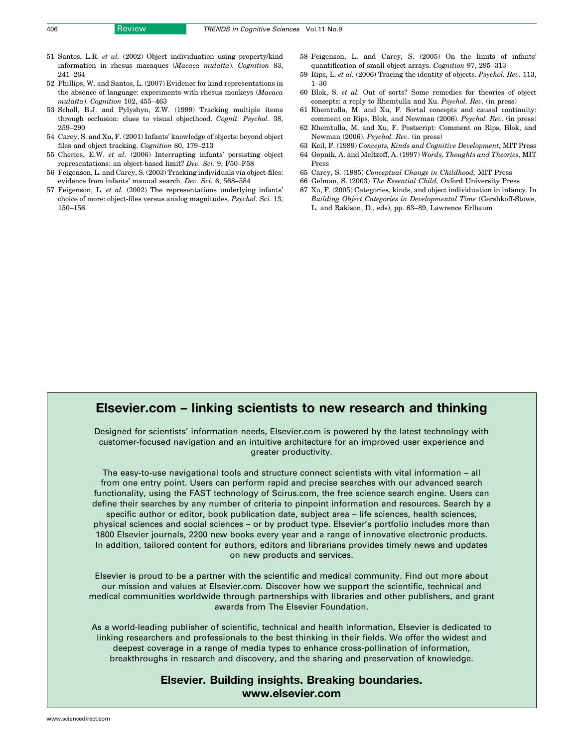51 Santos, L.R. *et al.* (2002) Object individuation using property/kind information in rhesus macaques (*Macaca mulatta*). *Cognition* 83, 241–264

52 Phillips, W. and Santos, L. (2007) Evidence for kind representations in the absence of language: experiments with rhesus monkeys (*Macaca mulatta*). *Cognition* 102, 455–463

53 Scholl, B.J. and Pylyshyn, Z.W. (1999) Tracking multiple items through occlusion: clues to visual objecthood. *Cognit. Psychol.* 38, 259–290

54 Carey, S. and Xu, F. (2001) Infants' knowledge of objects: beyond object files and object tracking. *Cognition* 80, 179–213

55 Cheries, E.W. *et al.* (2006) Interrupting infants' persisting object representations: an object-based limit? *Dev. Sci.* 9, F50–F58

56 Feigenson, L. and Carey, S. (2003) Tracking individuals via object-files: evidence from infants' manual search. *Dev. Sci.* 6, 568–584

57 Feigenson, L. *et al.* (2002) The representations underlying infants' choice of more: object-files versus analog magnitudes. *Psychol. Sci.* 13, 150–156

58 Feigenson, L. and Carey, S. (2005) On the limits of infants' quantification of small object arrays. *Cognition* 97, 295–313

59 Rips, L. *et al.* (2006) Tracing the identity of objects. *Psychol. Rev.* 113, 1–30

60 Blok, S. *et al.* Out of sorts? Some remedies for theories of object concepts: a reply to Rhemtulla and Xu. *Psychol. Rev.* (in press)

61 Rhemtulla, M. and Xu, F. Sortal concepts and causal continuity: comment on Rips, Blok, and Newman (2006). *Psychol. Rev.* (in press)

62 Rhemtulla, M. and Xu, F. Postscript: Comment on Rips, Blok, and Newman (2006). *Psychol. Rev.* (in press)

63 Keil, F. (1989) *Concepts, Kinds and Cognitive Development,* MIT Press

64 Gopnik, A. and Meltzoff, A. (1997) *Words, Thoughts and Theories,* MIT Press

65 Carey, S. (1985) *Conceptual Change in Childhood,* MIT Press

66 Gelman, S. (2003) *The Essential Child,* Oxford University Press

67 Xu, F. (2005) Categories, kinds, and object individuation in infancy. In *Building Object Categories in Developmental Time* (Gershkoff-Stowe, L. and Rakison, D., eds), pp. 63–89, Lawrence Erlbaum

## Elsevier.com – linking scientists to new research and thinking

Designed for scientists' information needs, Elsevier.com is powered by the latest technology with customer-focused navigation and an intuitive architecture for an improved user experience and greater productivity.

The easy-to-use navigational tools and structure connect scientists with vital information – all from one entry point. Users can perform rapid and precise searches with our advanced search functionality, using the FAST technology of Scirus.com, the free science search engine. Users can define their searches by any number of criteria to pinpoint information and resources. Search by a specific author or editor, book publication date, subject area – life sciences, health sciences, physical sciences and social sciences – or by product type. Elsevier's portfolio includes more than 1800 Elsevier journals, 2200 new books every year and a range of innovative electronic products. In addition, tailored content for authors, editors and librarians provides timely news and updates on new products and services.

Elsevier is proud to be a partner with the scientific and medical community. Find out more about our mission and values at Elsevier.com. Discover how we support the scientific, technical and medical communities worldwide through partnerships with libraries and other publishers, and grant awards from The Elsevier Foundation.

As a world-leading publisher of scientific, technical and health information, Elsevier is dedicated to linking researchers and professionals to the best thinking in their fields. We offer the widest and deepest coverage in a range of media types to enhance cross-pollination of information, breakthroughs in research and discovery, and the sharing and preservation of knowledge.

**Elsevier. Building insights. Breaking boundaries.**
**www.elsevier.com**